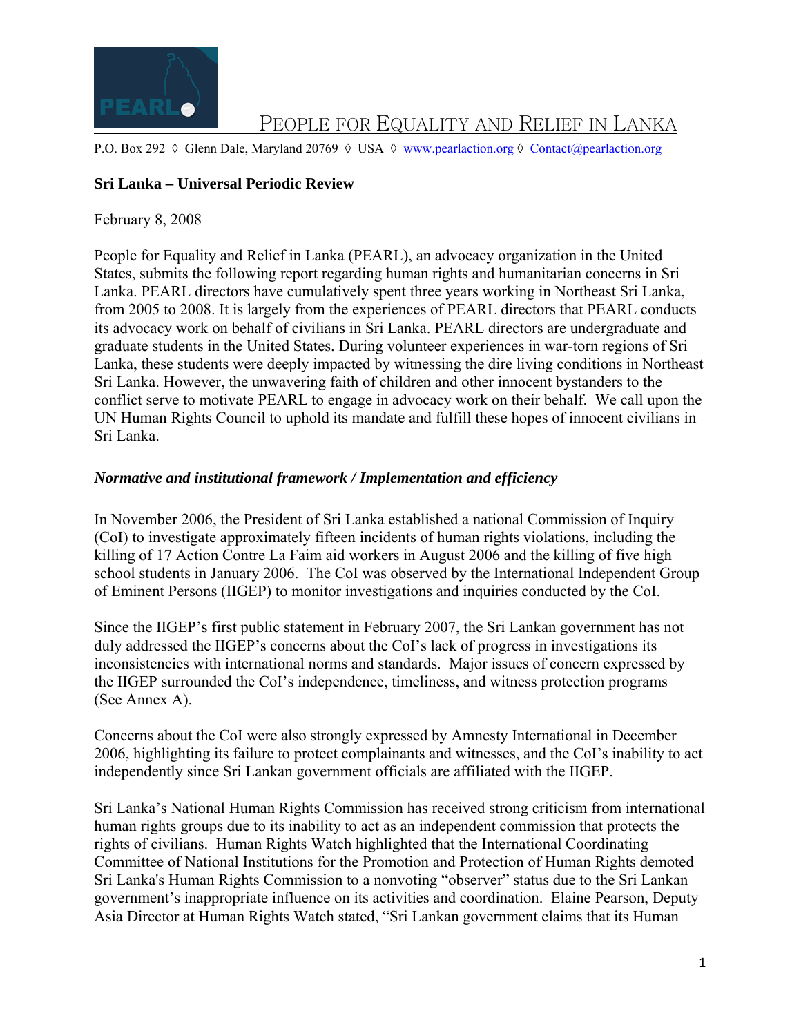# PEOPLE FOR EQUALITY AND RELIEF IN LANKA

P.O. Box 292 ◊ Glenn Dale, Maryland 20769 ◊ USA ◊ www.pearlaction.org ◊ Contact@pearlaction.org

**Sri Lanka – Universal Periodic Review**

February 8, 2008

People for Equality and Relief in Lanka (PEARL), an advocacy organization in the United States, submits the following report regarding human rights and humanitarian concerns in Sri Lanka. PEARL directors have cumulatively spent three years working in Northeast Sri Lanka, from 2005 to 2008. It is largely from the experiences of PEARL directors that PEARL conducts its advocacy work on behalf of civilians in Sri Lanka. PEARL directors are undergraduate and graduate students in the United States. During volunteer experiences in war-torn regions of Sri Lanka, these students were deeply impacted by witnessing the dire living conditions in Northeast Sri Lanka. However, the unwavering faith of children and other innocent bystanders to the conflict serve to motivate PEARL to engage in advocacy work on their behalf. We call upon the UN Human Rights Council to uphold its mandate and fulfill these hopes of innocent civilians in Sri Lanka.

***Normative and institutional framework / Implementation and efficiency***

In November 2006, the President of Sri Lanka established a national Commission of Inquiry (CoI) to investigate approximately fifteen incidents of human rights violations, including the killing of 17 Action Contre La Faim aid workers in August 2006 and the killing of five high school students in January 2006. The CoI was observed by the International Independent Group of Eminent Persons (IIGEP) to monitor investigations and inquiries conducted by the CoI.

Since the IIGEP's first public statement in February 2007, the Sri Lankan government has not duly addressed the IIGEP's concerns about the CoI's lack of progress in investigations its inconsistencies with international norms and standards. Major issues of concern expressed by the IIGEP surrounded the CoI's independence, timeliness, and witness protection programs (See Annex A).

Concerns about the CoI were also strongly expressed by Amnesty International in December 2006, highlighting its failure to protect complainants and witnesses, and the CoI's inability to act independently since Sri Lankan government officials are affiliated with the IIGEP.

Sri Lanka's National Human Rights Commission has received strong criticism from international human rights groups due to its inability to act as an independent commission that protects the rights of civilians. Human Rights Watch highlighted that the International Coordinating Committee of National Institutions for the Promotion and Protection of Human Rights demoted Sri Lanka's Human Rights Commission to a nonvoting "observer" status due to the Sri Lankan government's inappropriate influence on its activities and coordination. Elaine Pearson, Deputy Asia Director at Human Rights Watch stated, "Sri Lankan government claims that its Human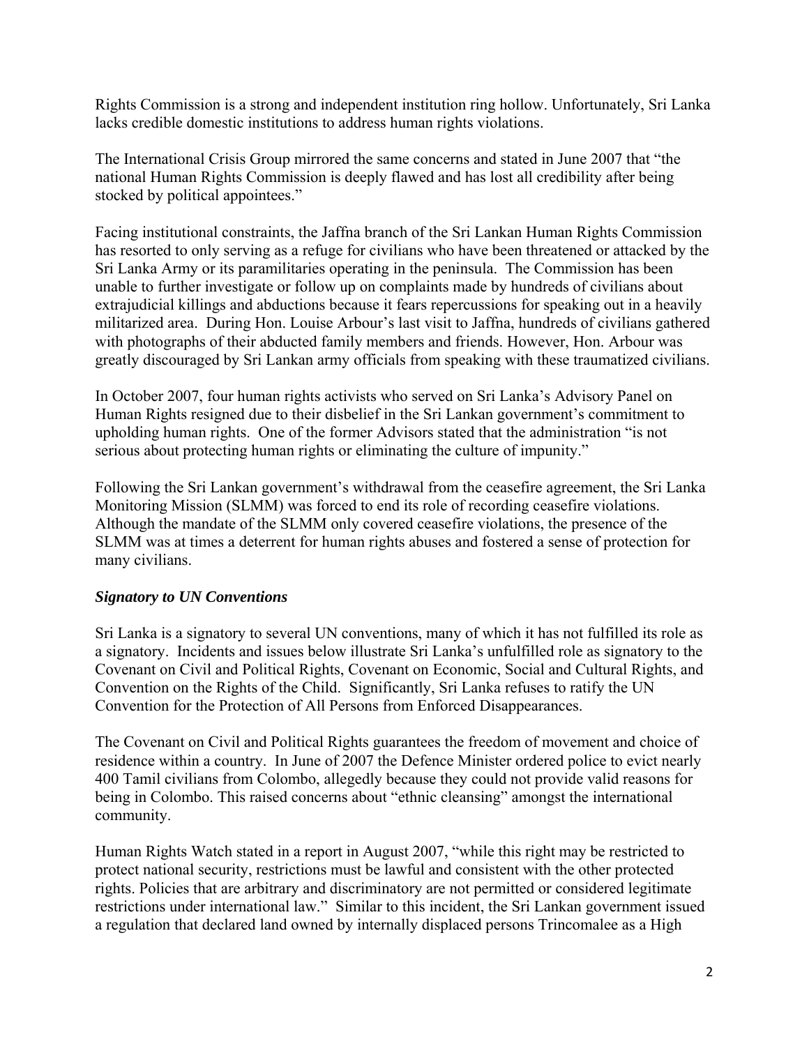Rights Commission is a strong and independent institution ring hollow. Unfortunately, Sri Lanka lacks credible domestic institutions to address human rights violations.

The International Crisis Group mirrored the same concerns and stated in June 2007 that "the national Human Rights Commission is deeply flawed and has lost all credibility after being stocked by political appointees."

Facing institutional constraints, the Jaffna branch of the Sri Lankan Human Rights Commission has resorted to only serving as a refuge for civilians who have been threatened or attacked by the Sri Lanka Army or its paramilitaries operating in the peninsula. The Commission has been unable to further investigate or follow up on complaints made by hundreds of civilians about extrajudicial killings and abductions because it fears repercussions for speaking out in a heavily militarized area. During Hon. Louise Arbour's last visit to Jaffna, hundreds of civilians gathered with photographs of their abducted family members and friends. However, Hon. Arbour was greatly discouraged by Sri Lankan army officials from speaking with these traumatized civilians.

In October 2007, four human rights activists who served on Sri Lanka's Advisory Panel on Human Rights resigned due to their disbelief in the Sri Lankan government's commitment to upholding human rights. One of the former Advisors stated that the administration "is not serious about protecting human rights or eliminating the culture of impunity."

Following the Sri Lankan government's withdrawal from the ceasefire agreement, the Sri Lanka Monitoring Mission (SLMM) was forced to end its role of recording ceasefire violations. Although the mandate of the SLMM only covered ceasefire violations, the presence of the SLMM was at times a deterrent for human rights abuses and fostered a sense of protection for many civilians.

***Signatory to UN Conventions***

Sri Lanka is a signatory to several UN conventions, many of which it has not fulfilled its role as a signatory. Incidents and issues below illustrate Sri Lanka's unfulfilled role as signatory to the Covenant on Civil and Political Rights, Covenant on Economic, Social and Cultural Rights, and Convention on the Rights of the Child. Significantly, Sri Lanka refuses to ratify the UN Convention for the Protection of All Persons from Enforced Disappearances.

The Covenant on Civil and Political Rights guarantees the freedom of movement and choice of residence within a country. In June of 2007 the Defence Minister ordered police to evict nearly 400 Tamil civilians from Colombo, allegedly because they could not provide valid reasons for being in Colombo. This raised concerns about "ethnic cleansing" amongst the international community.

Human Rights Watch stated in a report in August 2007, "while this right may be restricted to protect national security, restrictions must be lawful and consistent with the other protected rights. Policies that are arbitrary and discriminatory are not permitted or considered legitimate restrictions under international law." Similar to this incident, the Sri Lankan government issued a regulation that declared land owned by internally displaced persons Trincomalee as a High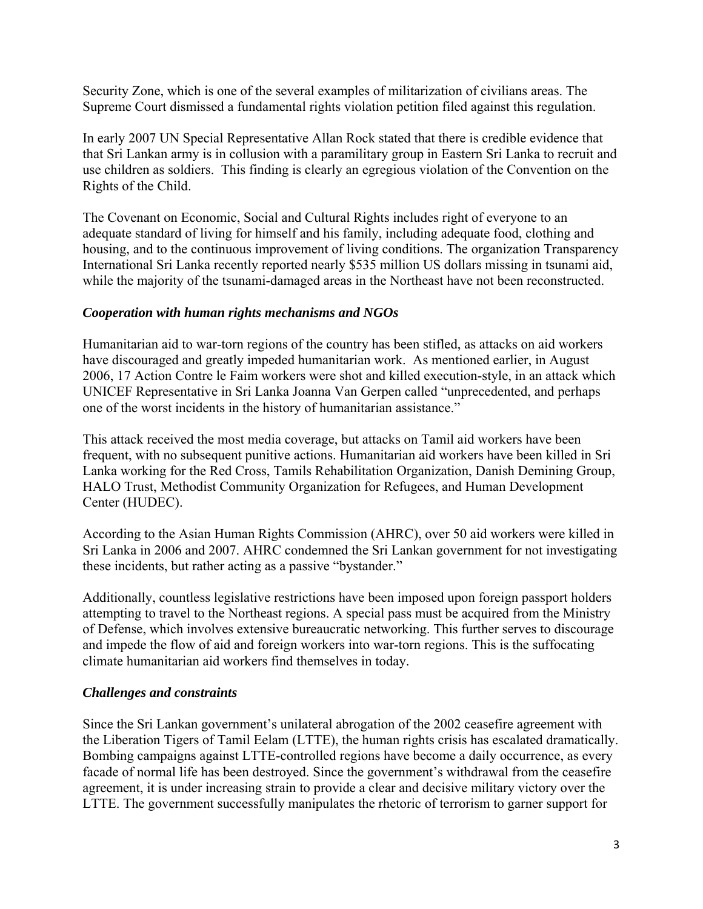Security Zone, which is one of the several examples of militarization of civilians areas. The Supreme Court dismissed a fundamental rights violation petition filed against this regulation.

In early 2007 UN Special Representative Allan Rock stated that there is credible evidence that that Sri Lankan army is in collusion with a paramilitary group in Eastern Sri Lanka to recruit and use children as soldiers. This finding is clearly an egregious violation of the Convention on the Rights of the Child.

The Covenant on Economic, Social and Cultural Rights includes right of everyone to an adequate standard of living for himself and his family, including adequate food, clothing and housing, and to the continuous improvement of living conditions. The organization Transparency International Sri Lanka recently reported nearly $535 million US dollars missing in tsunami aid, while the majority of the tsunami-damaged areas in the Northeast have not been reconstructed.

### *Cooperation with human rights mechanisms and NGOs*

Humanitarian aid to war-torn regions of the country has been stifled, as attacks on aid workers have discouraged and greatly impeded humanitarian work. As mentioned earlier, in August 2006, 17 Action Contre le Faim workers were shot and killed execution-style, in an attack which UNICEF Representative in Sri Lanka Joanna Van Gerpen called "unprecedented, and perhaps one of the worst incidents in the history of humanitarian assistance."

This attack received the most media coverage, but attacks on Tamil aid workers have been frequent, with no subsequent punitive actions. Humanitarian aid workers have been killed in Sri Lanka working for the Red Cross, Tamils Rehabilitation Organization, Danish Demining Group, HALO Trust, Methodist Community Organization for Refugees, and Human Development Center (HUDEC).

According to the Asian Human Rights Commission (AHRC), over 50 aid workers were killed in Sri Lanka in 2006 and 2007. AHRC condemned the Sri Lankan government for not investigating these incidents, but rather acting as a passive "bystander."

Additionally, countless legislative restrictions have been imposed upon foreign passport holders attempting to travel to the Northeast regions. A special pass must be acquired from the Ministry of Defense, which involves extensive bureaucratic networking. This further serves to discourage and impede the flow of aid and foreign workers into war-torn regions. This is the suffocating climate humanitarian aid workers find themselves in today.

### *Challenges and constraints*

Since the Sri Lankan government's unilateral abrogation of the 2002 ceasefire agreement with the Liberation Tigers of Tamil Eelam (LTTE), the human rights crisis has escalated dramatically. Bombing campaigns against LTTE-controlled regions have become a daily occurrence, as every facade of normal life has been destroyed. Since the government's withdrawal from the ceasefire agreement, it is under increasing strain to provide a clear and decisive military victory over the LTTE. The government successfully manipulates the rhetoric of terrorism to garner support for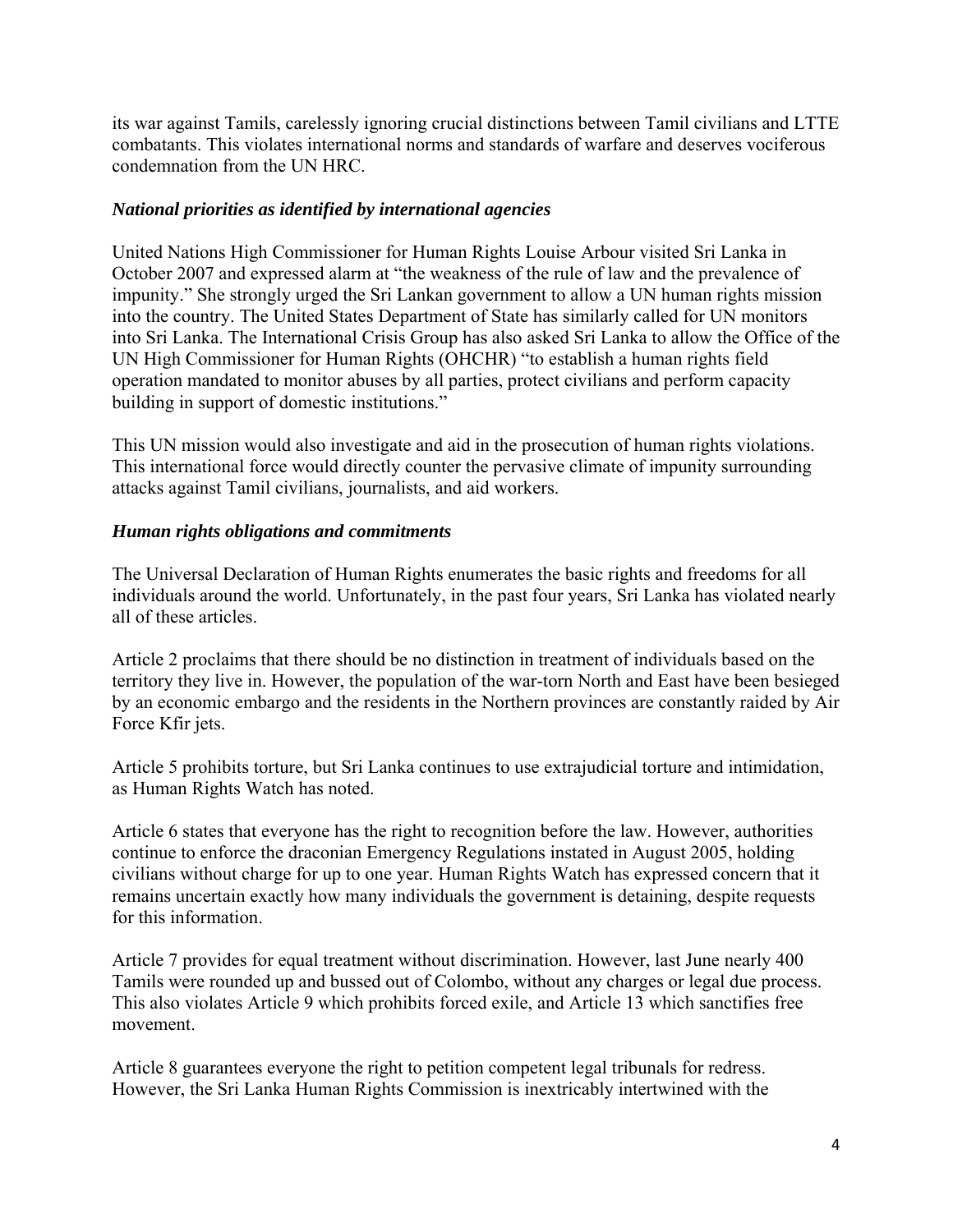its war against Tamils, carelessly ignoring crucial distinctions between Tamil civilians and LTTE combatants. This violates international norms and standards of warfare and deserves vociferous condemnation from the UN HRC.

### *National priorities as identified by international agencies*

United Nations High Commissioner for Human Rights Louise Arbour visited Sri Lanka in October 2007 and expressed alarm at "the weakness of the rule of law and the prevalence of impunity." She strongly urged the Sri Lankan government to allow a UN human rights mission into the country. The United States Department of State has similarly called for UN monitors into Sri Lanka. The International Crisis Group has also asked Sri Lanka to allow the Office of the UN High Commissioner for Human Rights (OHCHR) "to establish a human rights field operation mandated to monitor abuses by all parties, protect civilians and perform capacity building in support of domestic institutions."

This UN mission would also investigate and aid in the prosecution of human rights violations. This international force would directly counter the pervasive climate of impunity surrounding attacks against Tamil civilians, journalists, and aid workers.

### *Human rights obligations and commitments*

The Universal Declaration of Human Rights enumerates the basic rights and freedoms for all individuals around the world. Unfortunately, in the past four years, Sri Lanka has violated nearly all of these articles.

Article 2 proclaims that there should be no distinction in treatment of individuals based on the territory they live in. However, the population of the war-torn North and East have been besieged by an economic embargo and the residents in the Northern provinces are constantly raided by Air Force Kfir jets.

Article 5 prohibits torture, but Sri Lanka continues to use extrajudicial torture and intimidation, as Human Rights Watch has noted.

Article 6 states that everyone has the right to recognition before the law. However, authorities continue to enforce the draconian Emergency Regulations instated in August 2005, holding civilians without charge for up to one year. Human Rights Watch has expressed concern that it remains uncertain exactly how many individuals the government is detaining, despite requests for this information.

Article 7 provides for equal treatment without discrimination. However, last June nearly 400 Tamils were rounded up and bussed out of Colombo, without any charges or legal due process. This also violates Article 9 which prohibits forced exile, and Article 13 which sanctifies free movement.

Article 8 guarantees everyone the right to petition competent legal tribunals for redress. However, the Sri Lanka Human Rights Commission is inextricably intertwined with the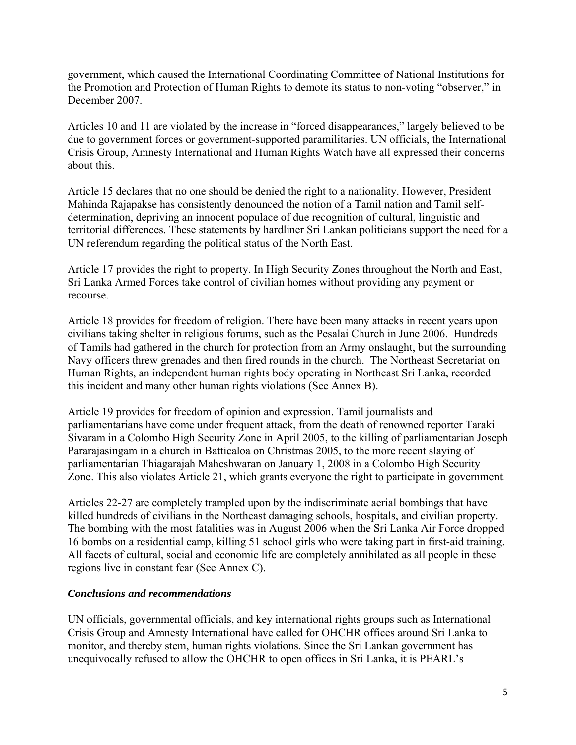government, which caused the International Coordinating Committee of National Institutions for the Promotion and Protection of Human Rights to demote its status to non-voting "observer," in December 2007.

Articles 10 and 11 are violated by the increase in "forced disappearances," largely believed to be due to government forces or government-supported paramilitaries. UN officials, the International Crisis Group, Amnesty International and Human Rights Watch have all expressed their concerns about this.

Article 15 declares that no one should be denied the right to a nationality. However, President Mahinda Rajapakse has consistently denounced the notion of a Tamil nation and Tamil self-determination, depriving an innocent populace of due recognition of cultural, linguistic and territorial differences. These statements by hardliner Sri Lankan politicians support the need for a UN referendum regarding the political status of the North East.

Article 17 provides the right to property. In High Security Zones throughout the North and East, Sri Lanka Armed Forces take control of civilian homes without providing any payment or recourse.

Article 18 provides for freedom of religion. There have been many attacks in recent years upon civilians taking shelter in religious forums, such as the Pesalai Church in June 2006. Hundreds of Tamils had gathered in the church for protection from an Army onslaught, but the surrounding Navy officers threw grenades and then fired rounds in the church. The Northeast Secretariat on Human Rights, an independent human rights body operating in Northeast Sri Lanka, recorded this incident and many other human rights violations (See Annex B).

Article 19 provides for freedom of opinion and expression. Tamil journalists and parliamentarians have come under frequent attack, from the death of renowned reporter Taraki Sivaram in a Colombo High Security Zone in April 2005, to the killing of parliamentarian Joseph Pararajasingam in a church in Batticaloa on Christmas 2005, to the more recent slaying of parliamentarian Thiagarajah Maheshwaran on January 1, 2008 in a Colombo High Security Zone. This also violates Article 21, which grants everyone the right to participate in government.

Articles 22-27 are completely trampled upon by the indiscriminate aerial bombings that have killed hundreds of civilians in the Northeast damaging schools, hospitals, and civilian property. The bombing with the most fatalities was in August 2006 when the Sri Lanka Air Force dropped 16 bombs on a residential camp, killing 51 school girls who were taking part in first-aid training. All facets of cultural, social and economic life are completely annihilated as all people in these regions live in constant fear (See Annex C).

### *Conclusions and recommendations*

UN officials, governmental officials, and key international rights groups such as International Crisis Group and Amnesty International have called for OHCHR offices around Sri Lanka to monitor, and thereby stem, human rights violations. Since the Sri Lankan government has unequivocally refused to allow the OHCHR to open offices in Sri Lanka, it is PEARL's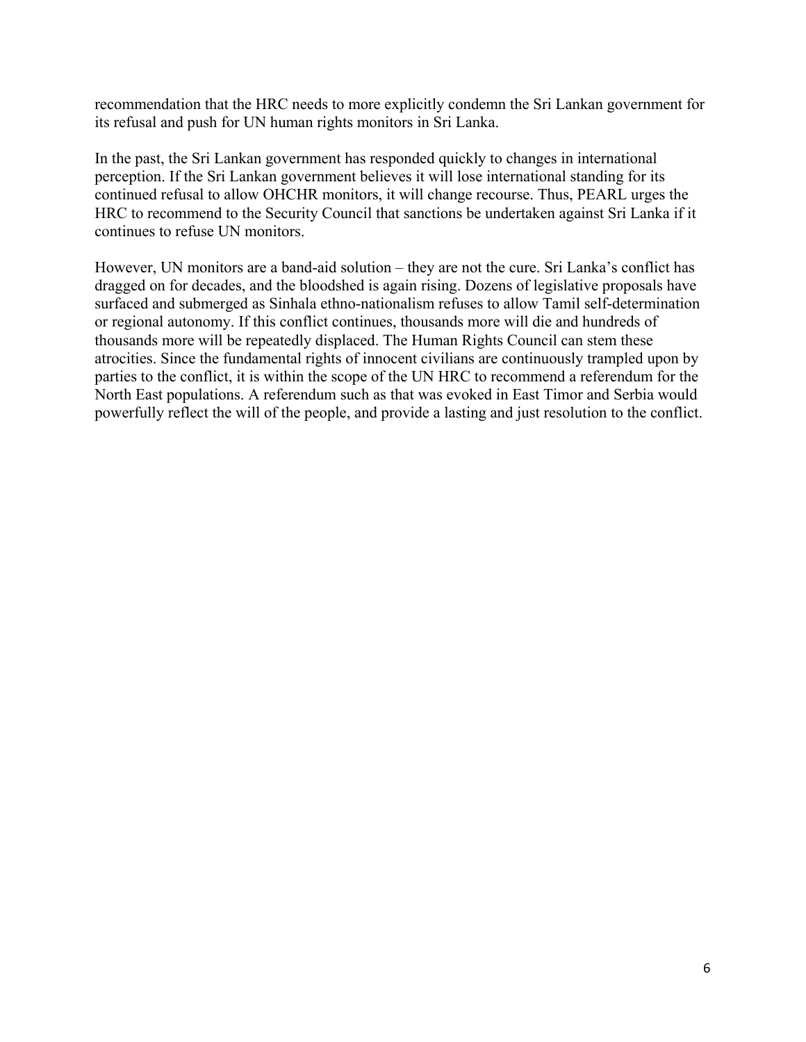recommendation that the HRC needs to more explicitly condemn the Sri Lankan government for its refusal and push for UN human rights monitors in Sri Lanka.

In the past, the Sri Lankan government has responded quickly to changes in international perception. If the Sri Lankan government believes it will lose international standing for its continued refusal to allow OHCHR monitors, it will change recourse. Thus, PEARL urges the HRC to recommend to the Security Council that sanctions be undertaken against Sri Lanka if it continues to refuse UN monitors.

However, UN monitors are a band-aid solution – they are not the cure. Sri Lanka's conflict has dragged on for decades, and the bloodshed is again rising. Dozens of legislative proposals have surfaced and submerged as Sinhala ethno-nationalism refuses to allow Tamil self-determination or regional autonomy. If this conflict continues, thousands more will die and hundreds of thousands more will be repeatedly displaced. The Human Rights Council can stem these atrocities. Since the fundamental rights of innocent civilians are continuously trampled upon by parties to the conflict, it is within the scope of the UN HRC to recommend a referendum for the North East populations. A referendum such as that was evoked in East Timor and Serbia would powerfully reflect the will of the people, and provide a lasting and just resolution to the conflict.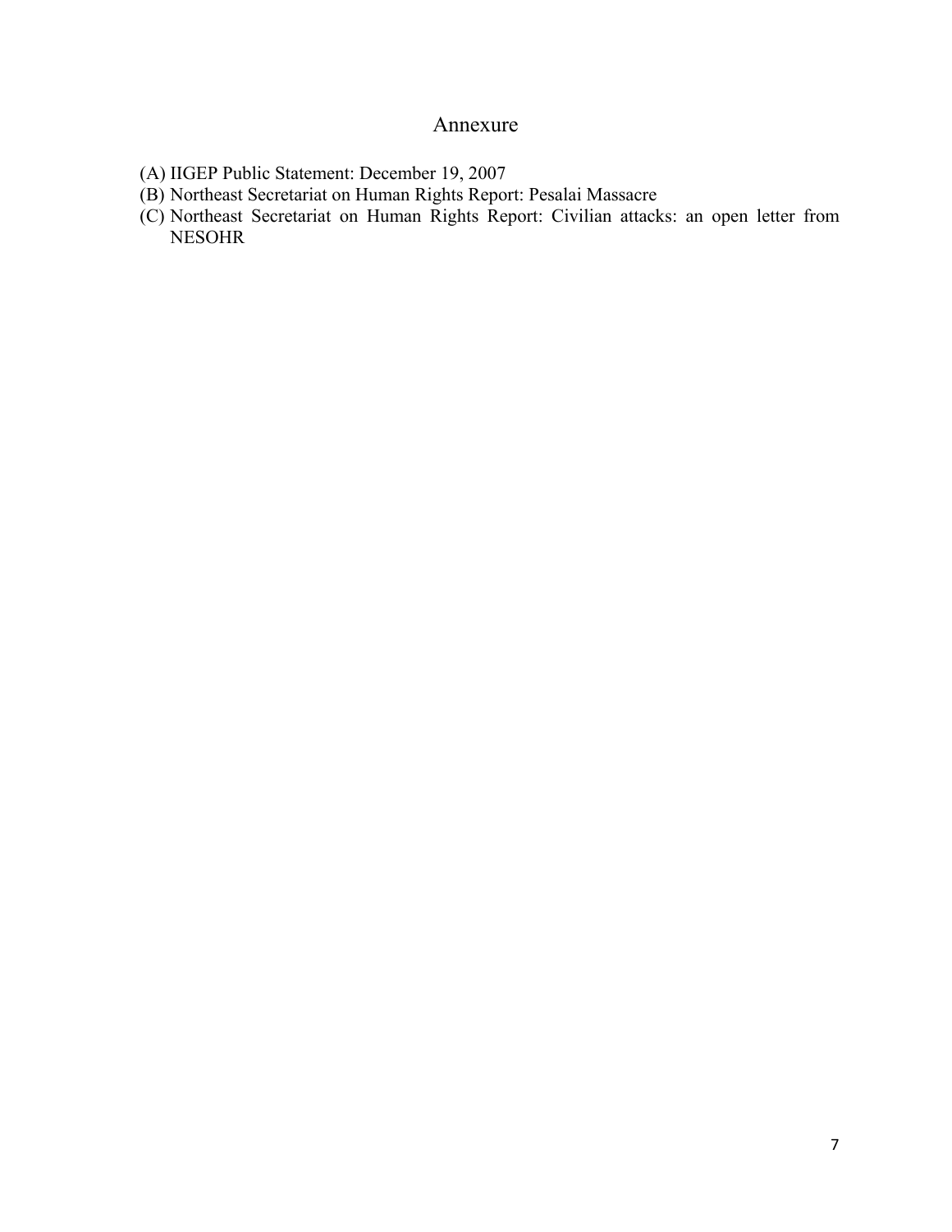# Annexure

(A) IIGEP Public Statement: December 19, 2007
(B) Northeast Secretariat on Human Rights Report: Pesalai Massacre
(C) Northeast Secretariat on Human Rights Report: Civilian attacks: an open letter from NESOHR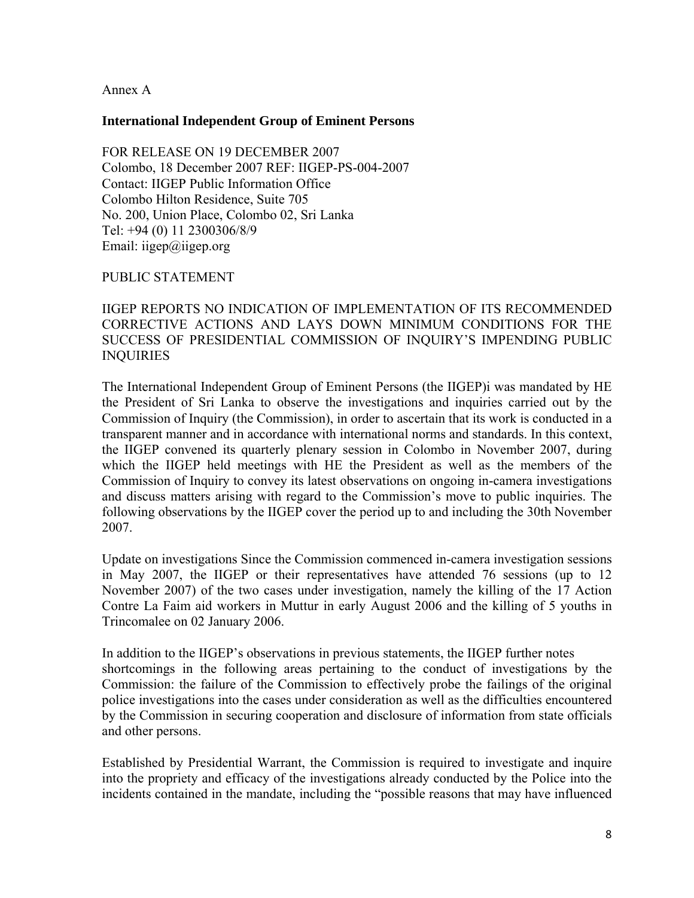Annex A

**International Independent Group of Eminent Persons**

FOR RELEASE ON 19 DECEMBER 2007
Colombo, 18 December 2007 REF: IIGEP-PS-004-2007
Contact: IIGEP Public Information Office
Colombo Hilton Residence, Suite 705
No. 200, Union Place, Colombo 02, Sri Lanka
Tel: +94 (0) 11 2300306/8/9
Email: iigep@iigep.org

PUBLIC STATEMENT

IIGEP REPORTS NO INDICATION OF IMPLEMENTATION OF ITS RECOMMENDED CORRECTIVE ACTIONS AND LAYS DOWN MINIMUM CONDITIONS FOR THE SUCCESS OF PRESIDENTIAL COMMISSION OF INQUIRY'S IMPENDING PUBLIC INQUIRIES

The International Independent Group of Eminent Persons (the IIGEP)i was mandated by HE the President of Sri Lanka to observe the investigations and inquiries carried out by the Commission of Inquiry (the Commission), in order to ascertain that its work is conducted in a transparent manner and in accordance with international norms and standards. In this context, the IIGEP convened its quarterly plenary session in Colombo in November 2007, during which the IIGEP held meetings with HE the President as well as the members of the Commission of Inquiry to convey its latest observations on ongoing in-camera investigations and discuss matters arising with regard to the Commission's move to public inquiries. The following observations by the IIGEP cover the period up to and including the 30th November 2007.

Update on investigations Since the Commission commenced in-camera investigation sessions in May 2007, the IIGEP or their representatives have attended 76 sessions (up to 12 November 2007) of the two cases under investigation, namely the killing of the 17 Action Contre La Faim aid workers in Muttur in early August 2006 and the killing of 5 youths in Trincomalee on 02 January 2006.

In addition to the IIGEP's observations in previous statements, the IIGEP further notes shortcomings in the following areas pertaining to the conduct of investigations by the Commission: the failure of the Commission to effectively probe the failings of the original police investigations into the cases under consideration as well as the difficulties encountered by the Commission in securing cooperation and disclosure of information from state officials and other persons.

Established by Presidential Warrant, the Commission is required to investigate and inquire into the propriety and efficacy of the investigations already conducted by the Police into the incidents contained in the mandate, including the "possible reasons that may have influenced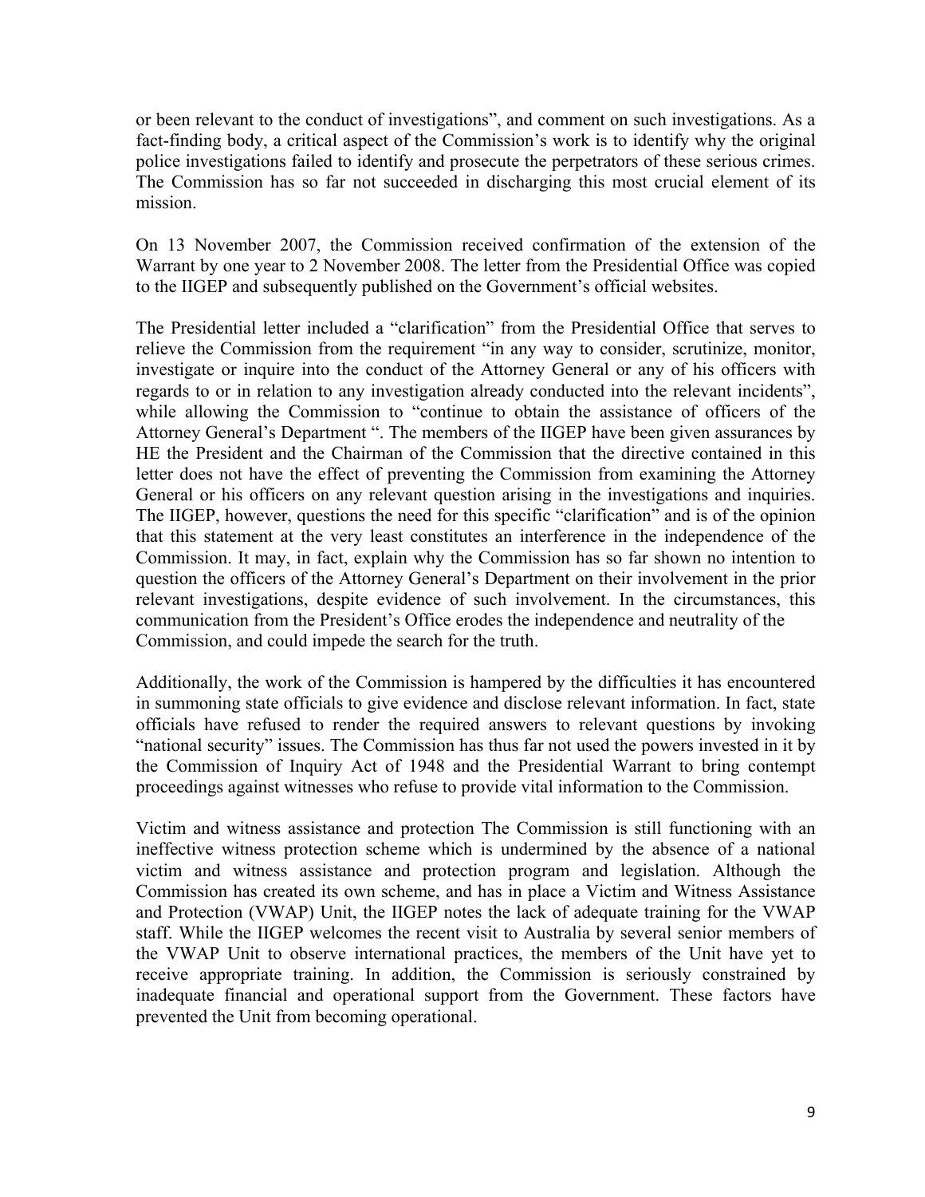or been relevant to the conduct of investigations", and comment on such investigations. As a fact-finding body, a critical aspect of the Commission's work is to identify why the original police investigations failed to identify and prosecute the perpetrators of these serious crimes. The Commission has so far not succeeded in discharging this most crucial element of its mission.

On 13 November 2007, the Commission received confirmation of the extension of the Warrant by one year to 2 November 2008. The letter from the Presidential Office was copied to the IIGEP and subsequently published on the Government's official websites.

The Presidential letter included a "clarification" from the Presidential Office that serves to relieve the Commission from the requirement "in any way to consider, scrutinize, monitor, investigate or inquire into the conduct of the Attorney General or any of his officers with regards to or in relation to any investigation already conducted into the relevant incidents", while allowing the Commission to "continue to obtain the assistance of officers of the Attorney General's Department ". The members of the IIGEP have been given assurances by HE the President and the Chairman of the Commission that the directive contained in this letter does not have the effect of preventing the Commission from examining the Attorney General or his officers on any relevant question arising in the investigations and inquiries. The IIGEP, however, questions the need for this specific "clarification" and is of the opinion that this statement at the very least constitutes an interference in the independence of the Commission. It may, in fact, explain why the Commission has so far shown no intention to question the officers of the Attorney General's Department on their involvement in the prior relevant investigations, despite evidence of such involvement. In the circumstances, this communication from the President's Office erodes the independence and neutrality of the Commission, and could impede the search for the truth.

Additionally, the work of the Commission is hampered by the difficulties it has encountered in summoning state officials to give evidence and disclose relevant information. In fact, state officials have refused to render the required answers to relevant questions by invoking "national security" issues. The Commission has thus far not used the powers invested in it by the Commission of Inquiry Act of 1948 and the Presidential Warrant to bring contempt proceedings against witnesses who refuse to provide vital information to the Commission.

Victim and witness assistance and protection The Commission is still functioning with an ineffective witness protection scheme which is undermined by the absence of a national victim and witness assistance and protection program and legislation. Although the Commission has created its own scheme, and has in place a Victim and Witness Assistance and Protection (VWAP) Unit, the IIGEP notes the lack of adequate training for the VWAP staff. While the IIGEP welcomes the recent visit to Australia by several senior members of the VWAP Unit to observe international practices, the members of the Unit have yet to receive appropriate training. In addition, the Commission is seriously constrained by inadequate financial and operational support from the Government. These factors have prevented the Unit from becoming operational.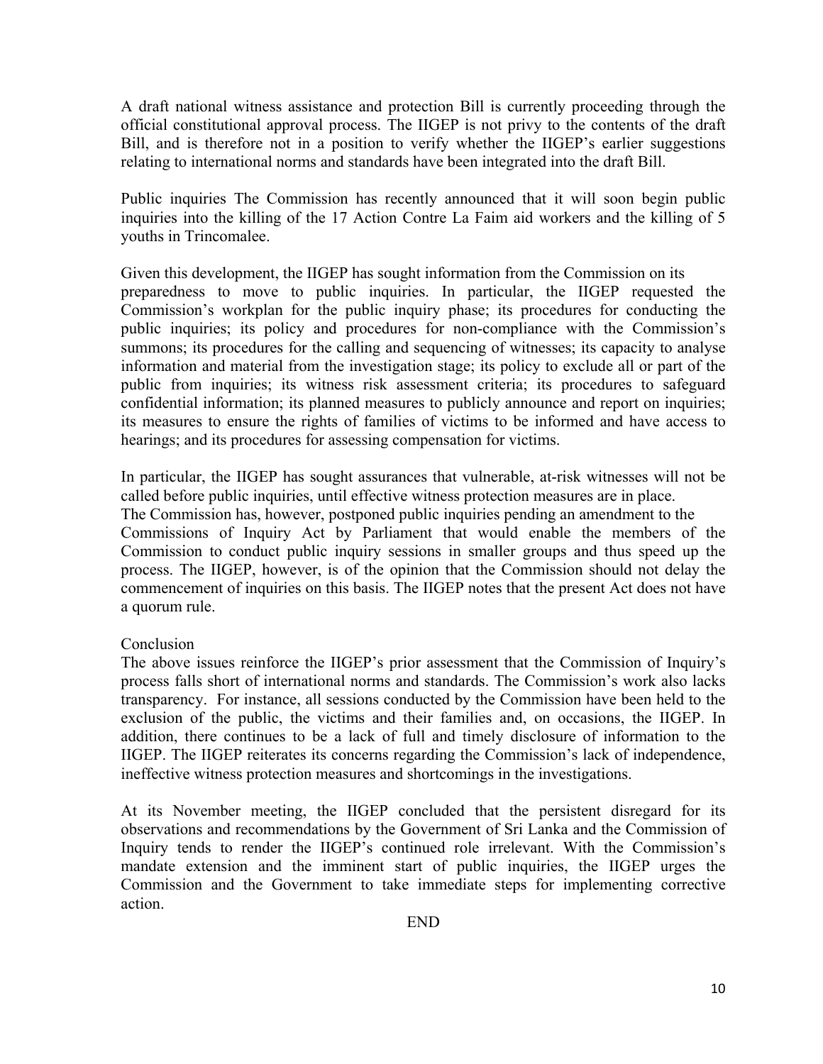A draft national witness assistance and protection Bill is currently proceeding through the official constitutional approval process. The IIGEP is not privy to the contents of the draft Bill, and is therefore not in a position to verify whether the IIGEP's earlier suggestions relating to international norms and standards have been integrated into the draft Bill.

Public inquiries The Commission has recently announced that it will soon begin public inquiries into the killing of the 17 Action Contre La Faim aid workers and the killing of 5 youths in Trincomalee.

Given this development, the IIGEP has sought information from the Commission on its preparedness to move to public inquiries. In particular, the IIGEP requested the Commission's workplan for the public inquiry phase; its procedures for conducting the public inquiries; its policy and procedures for non-compliance with the Commission's summons; its procedures for the calling and sequencing of witnesses; its capacity to analyse information and material from the investigation stage; its policy to exclude all or part of the public from inquiries; its witness risk assessment criteria; its procedures to safeguard confidential information; its planned measures to publicly announce and report on inquiries; its measures to ensure the rights of families of victims to be informed and have access to hearings; and its procedures for assessing compensation for victims.

In particular, the IIGEP has sought assurances that vulnerable, at-risk witnesses will not be called before public inquiries, until effective witness protection measures are in place. The Commission has, however, postponed public inquiries pending an amendment to the Commissions of Inquiry Act by Parliament that would enable the members of the Commission to conduct public inquiry sessions in smaller groups and thus speed up the process. The IIGEP, however, is of the opinion that the Commission should not delay the commencement of inquiries on this basis. The IIGEP notes that the present Act does not have a quorum rule.

## Conclusion

The above issues reinforce the IIGEP's prior assessment that the Commission of Inquiry's process falls short of international norms and standards. The Commission's work also lacks transparency. For instance, all sessions conducted by the Commission have been held to the exclusion of the public, the victims and their families and, on occasions, the IIGEP. In addition, there continues to be a lack of full and timely disclosure of information to the IIGEP. The IIGEP reiterates its concerns regarding the Commission's lack of independence, ineffective witness protection measures and shortcomings in the investigations.

At its November meeting, the IIGEP concluded that the persistent disregard for its observations and recommendations by the Government of Sri Lanka and the Commission of Inquiry tends to render the IIGEP's continued role irrelevant. With the Commission's mandate extension and the imminent start of public inquiries, the IIGEP urges the Commission and the Government to take immediate steps for implementing corrective action.

END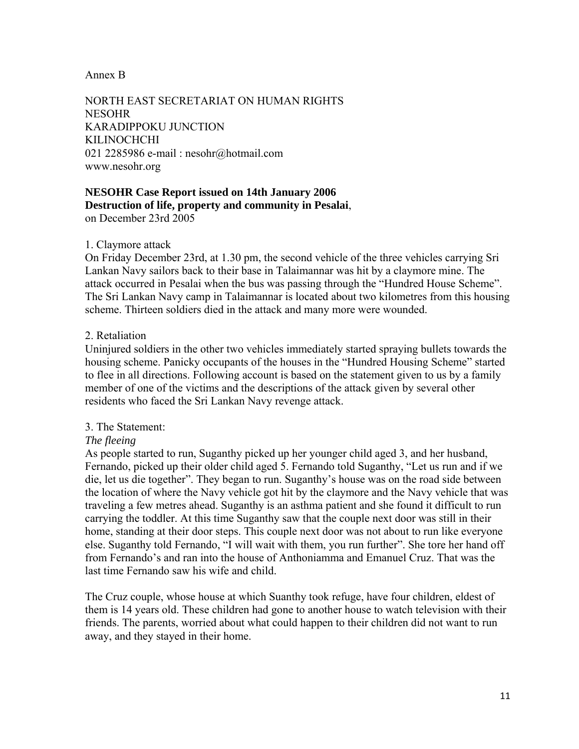Annex B

NORTH EAST SECRETARIAT ON HUMAN RIGHTS
NESOHR
KARADIPPOKU JUNCTION
KILINOCHCHI
021 2285986 e-mail : nesohr@hotmail.com
www.nesohr.org

**NESOHR Case Report issued on 14th January 2006**
**Destruction of life, property and community in Pesalai**,
on December 23rd 2005

1. Claymore attack

On Friday December 23rd, at 1.30 pm, the second vehicle of the three vehicles carrying Sri Lankan Navy sailors back to their base in Talaimannar was hit by a claymore mine. The attack occurred in Pesalai when the bus was passing through the "Hundred House Scheme". The Sri Lankan Navy camp in Talaimannar is located about two kilometres from this housing scheme. Thirteen soldiers died in the attack and many more were wounded.

2. Retaliation

Uninjured soldiers in the other two vehicles immediately started spraying bullets towards the housing scheme. Panicky occupants of the houses in the "Hundred Housing Scheme" started to flee in all directions. Following account is based on the statement given to us by a family member of one of the victims and the descriptions of the attack given by several other residents who faced the Sri Lankan Navy revenge attack.

3. The Statement:

*The fleeing*

As people started to run, Suganthy picked up her younger child aged 3, and her husband, Fernando, picked up their older child aged 5. Fernando told Suganthy, "Let us run and if we die, let us die together". They began to run. Suganthy's house was on the road side between the location of where the Navy vehicle got hit by the claymore and the Navy vehicle that was traveling a few metres ahead. Suganthy is an asthma patient and she found it difficult to run carrying the toddler. At this time Suganthy saw that the couple next door was still in their home, standing at their door steps. This couple next door was not about to run like everyone else. Suganthy told Fernando, "I will wait with them, you run further". She tore her hand off from Fernando's and ran into the house of Anthoniamma and Emanuel Cruz. That was the last time Fernando saw his wife and child.

The Cruz couple, whose house at which Suanthy took refuge, have four children, eldest of them is 14 years old. These children had gone to another house to watch television with their friends. The parents, worried about what could happen to their children did not want to run away, and they stayed in their home.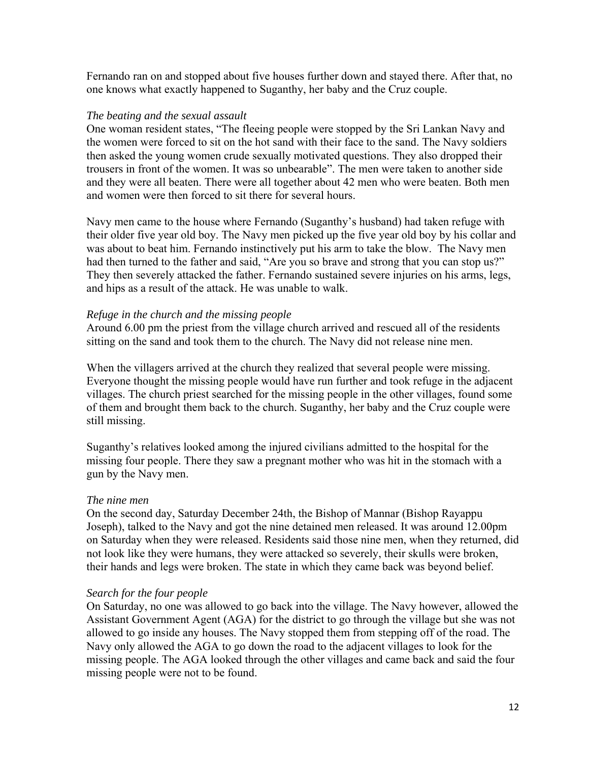Fernando ran on and stopped about five houses further down and stayed there. After that, no one knows what exactly happened to Suganthy, her baby and the Cruz couple.

*The beating and the sexual assault*

One woman resident states, "The fleeing people were stopped by the Sri Lankan Navy and the women were forced to sit on the hot sand with their face to the sand. The Navy soldiers then asked the young women crude sexually motivated questions. They also dropped their trousers in front of the women. It was so unbearable". The men were taken to another side and they were all beaten. There were all together about 42 men who were beaten. Both men and women were then forced to sit there for several hours.

Navy men came to the house where Fernando (Suganthy's husband) had taken refuge with their older five year old boy. The Navy men picked up the five year old boy by his collar and was about to beat him. Fernando instinctively put his arm to take the blow. The Navy men had then turned to the father and said, "Are you so brave and strong that you can stop us?" They then severely attacked the father. Fernando sustained severe injuries on his arms, legs, and hips as a result of the attack. He was unable to walk.

*Refuge in the church and the missing people*

Around 6.00 pm the priest from the village church arrived and rescued all of the residents sitting on the sand and took them to the church. The Navy did not release nine men.

When the villagers arrived at the church they realized that several people were missing. Everyone thought the missing people would have run further and took refuge in the adjacent villages. The church priest searched for the missing people in the other villages, found some of them and brought them back to the church. Suganthy, her baby and the Cruz couple were still missing.

Suganthy's relatives looked among the injured civilians admitted to the hospital for the missing four people. There they saw a pregnant mother who was hit in the stomach with a gun by the Navy men.

*The nine men*

On the second day, Saturday December 24th, the Bishop of Mannar (Bishop Rayappu Joseph), talked to the Navy and got the nine detained men released. It was around 12.00pm on Saturday when they were released. Residents said those nine men, when they returned, did not look like they were humans, they were attacked so severely, their skulls were broken, their hands and legs were broken. The state in which they came back was beyond belief.

*Search for the four people*

On Saturday, no one was allowed to go back into the village. The Navy however, allowed the Assistant Government Agent (AGA) for the district to go through the village but she was not allowed to go inside any houses. The Navy stopped them from stepping off of the road. The Navy only allowed the AGA to go down the road to the adjacent villages to look for the missing people. The AGA looked through the other villages and came back and said the four missing people were not to be found.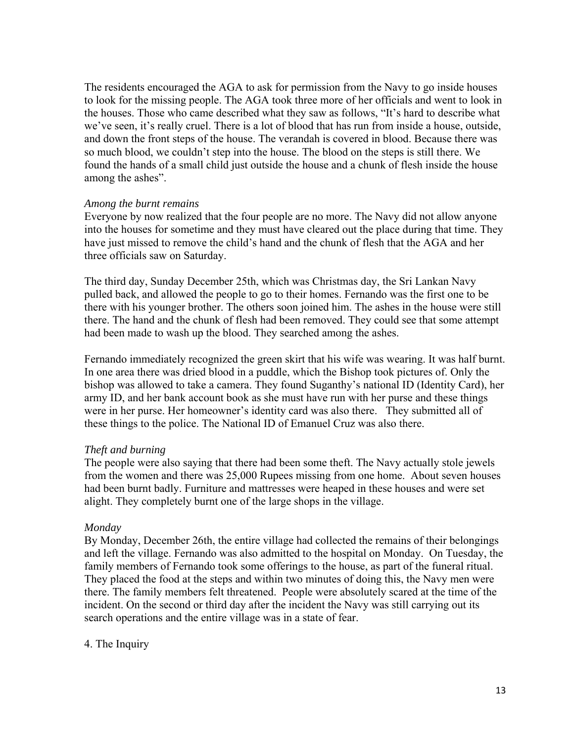The residents encouraged the AGA to ask for permission from the Navy to go inside houses to look for the missing people. The AGA took three more of her officials and went to look in the houses. Those who came described what they saw as follows, "It's hard to describe what we've seen, it's really cruel. There is a lot of blood that has run from inside a house, outside, and down the front steps of the house. The verandah is covered in blood. Because there was so much blood, we couldn't step into the house. The blood on the steps is still there. We found the hands of a small child just outside the house and a chunk of flesh inside the house among the ashes".

*Among the burnt remains*

Everyone by now realized that the four people are no more. The Navy did not allow anyone into the houses for sometime and they must have cleared out the place during that time. They have just missed to remove the child's hand and the chunk of flesh that the AGA and her three officials saw on Saturday.

The third day, Sunday December 25th, which was Christmas day, the Sri Lankan Navy pulled back, and allowed the people to go to their homes. Fernando was the first one to be there with his younger brother. The others soon joined him. The ashes in the house were still there. The hand and the chunk of flesh had been removed. They could see that some attempt had been made to wash up the blood. They searched among the ashes.

Fernando immediately recognized the green skirt that his wife was wearing. It was half burnt. In one area there was dried blood in a puddle, which the Bishop took pictures of. Only the bishop was allowed to take a camera. They found Suganthy's national ID (Identity Card), her army ID, and her bank account book as she must have run with her purse and these things were in her purse. Her homeowner's identity card was also there. They submitted all of these things to the police. The National ID of Emanuel Cruz was also there.

*Theft and burning*

The people were also saying that there had been some theft. The Navy actually stole jewels from the women and there was 25,000 Rupees missing from one home. About seven houses had been burnt badly. Furniture and mattresses were heaped in these houses and were set alight. They completely burnt one of the large shops in the village.

*Monday*

By Monday, December 26th, the entire village had collected the remains of their belongings and left the village. Fernando was also admitted to the hospital on Monday. On Tuesday, the family members of Fernando took some offerings to the house, as part of the funeral ritual. They placed the food at the steps and within two minutes of doing this, the Navy men were there. The family members felt threatened. People were absolutely scared at the time of the incident. On the second or third day after the incident the Navy was still carrying out its search operations and the entire village was in a state of fear.

4. The Inquiry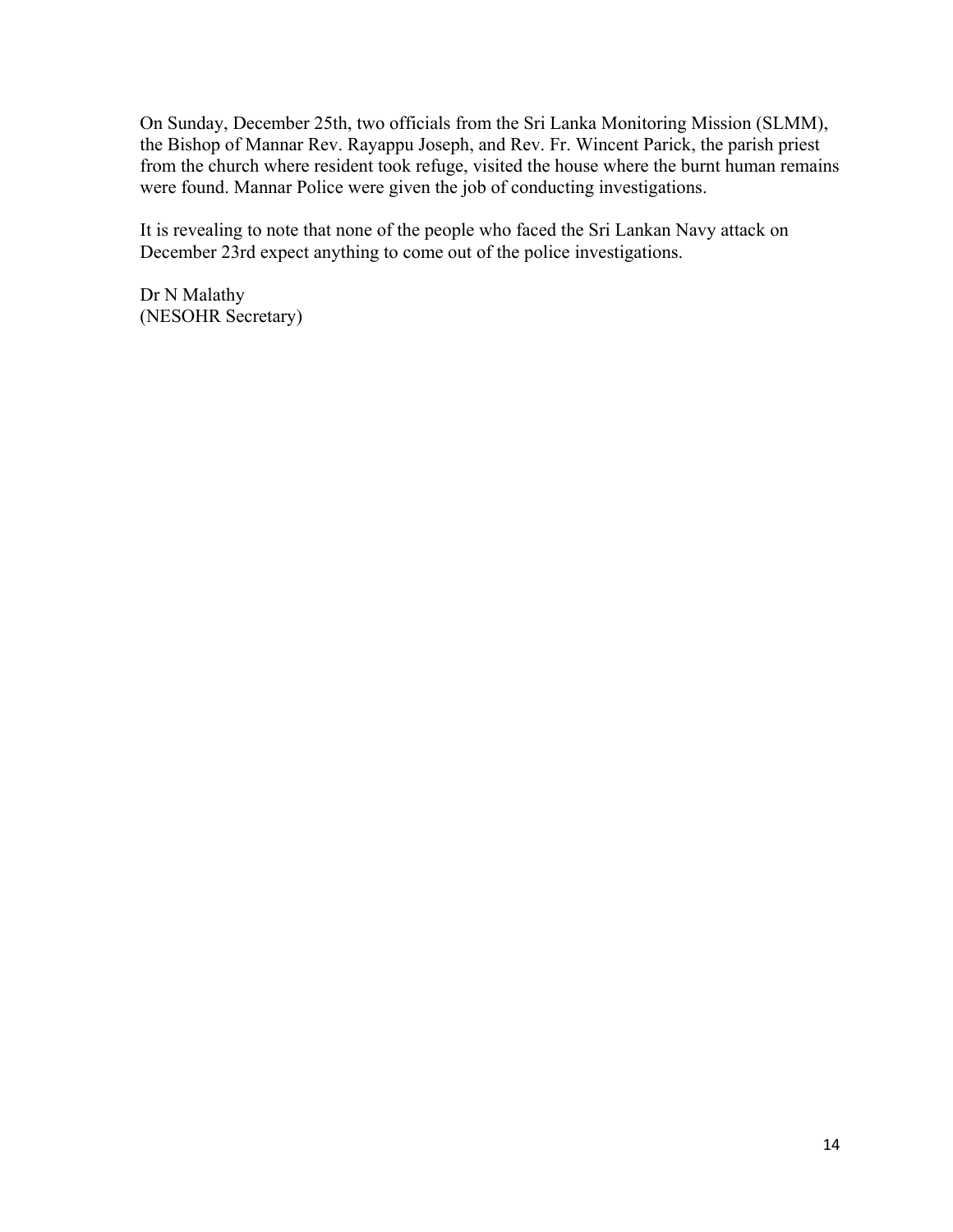On Sunday, December 25th, two officials from the Sri Lanka Monitoring Mission (SLMM), the Bishop of Mannar Rev. Rayappu Joseph, and Rev. Fr. Wincent Parick, the parish priest from the church where resident took refuge, visited the house where the burnt human remains were found. Mannar Police were given the job of conducting investigations.

It is revealing to note that none of the people who faced the Sri Lankan Navy attack on December 23rd expect anything to come out of the police investigations.

Dr N Malathy
(NESOHR Secretary)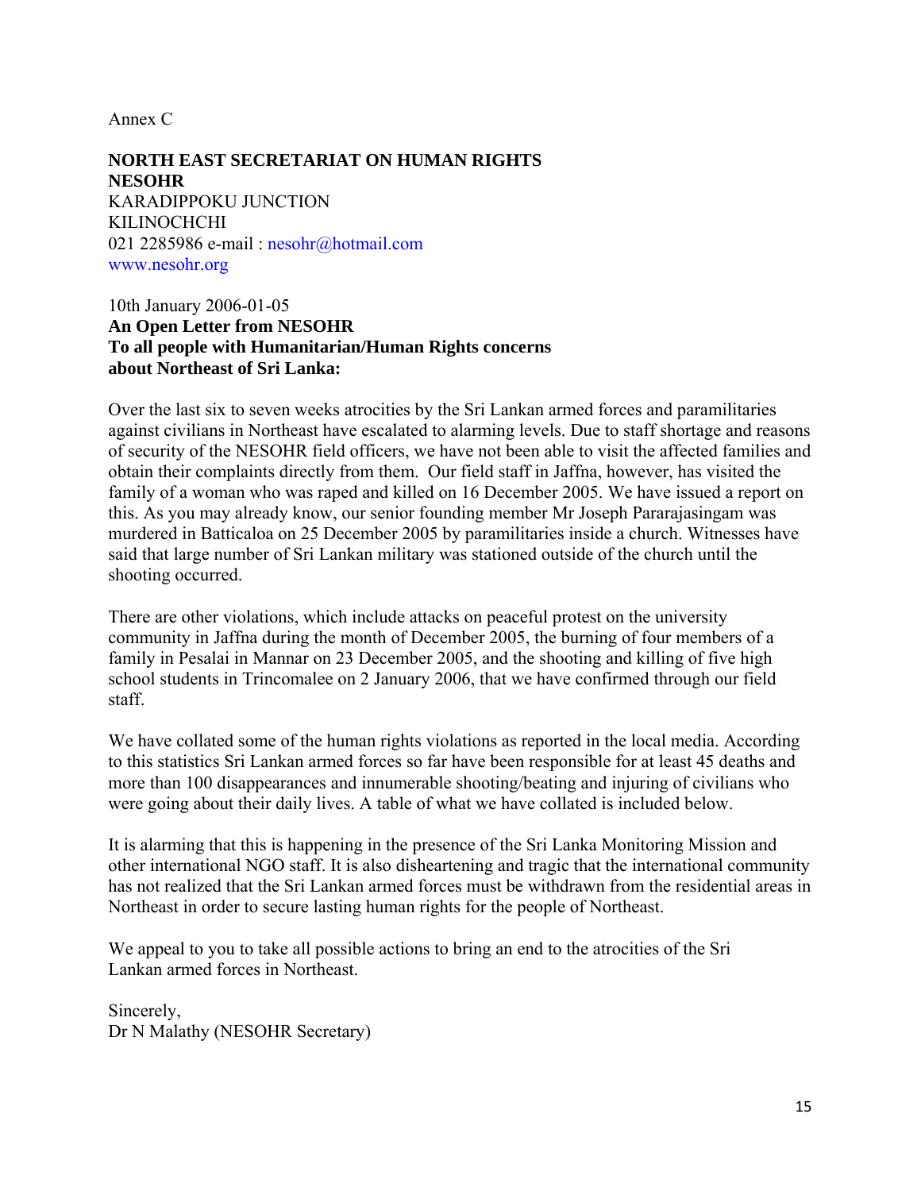Annex C

**NORTH EAST SECRETARIAT ON HUMAN RIGHTS**
**NESOHR**
KARADIPPOKU JUNCTION
KILINOCHCHI
021 2285986 e-mail : nesohr@hotmail.com
www.nesohr.org

10th January 2006-01-05
**An Open Letter from NESOHR**
**To all people with Humanitarian/Human Rights concerns about Northeast of Sri Lanka:**

Over the last six to seven weeks atrocities by the Sri Lankan armed forces and paramilitaries against civilians in Northeast have escalated to alarming levels. Due to staff shortage and reasons of security of the NESOHR field officers, we have not been able to visit the affected families and obtain their complaints directly from them. Our field staff in Jaffna, however, has visited the family of a woman who was raped and killed on 16 December 2005. We have issued a report on this. As you may already know, our senior founding member Mr Joseph Pararajasingam was murdered in Batticaloa on 25 December 2005 by paramilitaries inside a church. Witnesses have said that large number of Sri Lankan military was stationed outside of the church until the shooting occurred.

There are other violations, which include attacks on peaceful protest on the university community in Jaffna during the month of December 2005, the burning of four members of a family in Pesalai in Mannar on 23 December 2005, and the shooting and killing of five high school students in Trincomalee on 2 January 2006, that we have confirmed through our field staff.

We have collated some of the human rights violations as reported in the local media. According to this statistics Sri Lankan armed forces so far have been responsible for at least 45 deaths and more than 100 disappearances and innumerable shooting/beating and injuring of civilians who were going about their daily lives. A table of what we have collated is included below.

It is alarming that this is happening in the presence of the Sri Lanka Monitoring Mission and other international NGO staff. It is also disheartening and tragic that the international community has not realized that the Sri Lankan armed forces must be withdrawn from the residential areas in Northeast in order to secure lasting human rights for the people of Northeast.

We appeal to you to take all possible actions to bring an end to the atrocities of the Sri Lankan armed forces in Northeast.

Sincerely,
Dr N Malathy (NESOHR Secretary)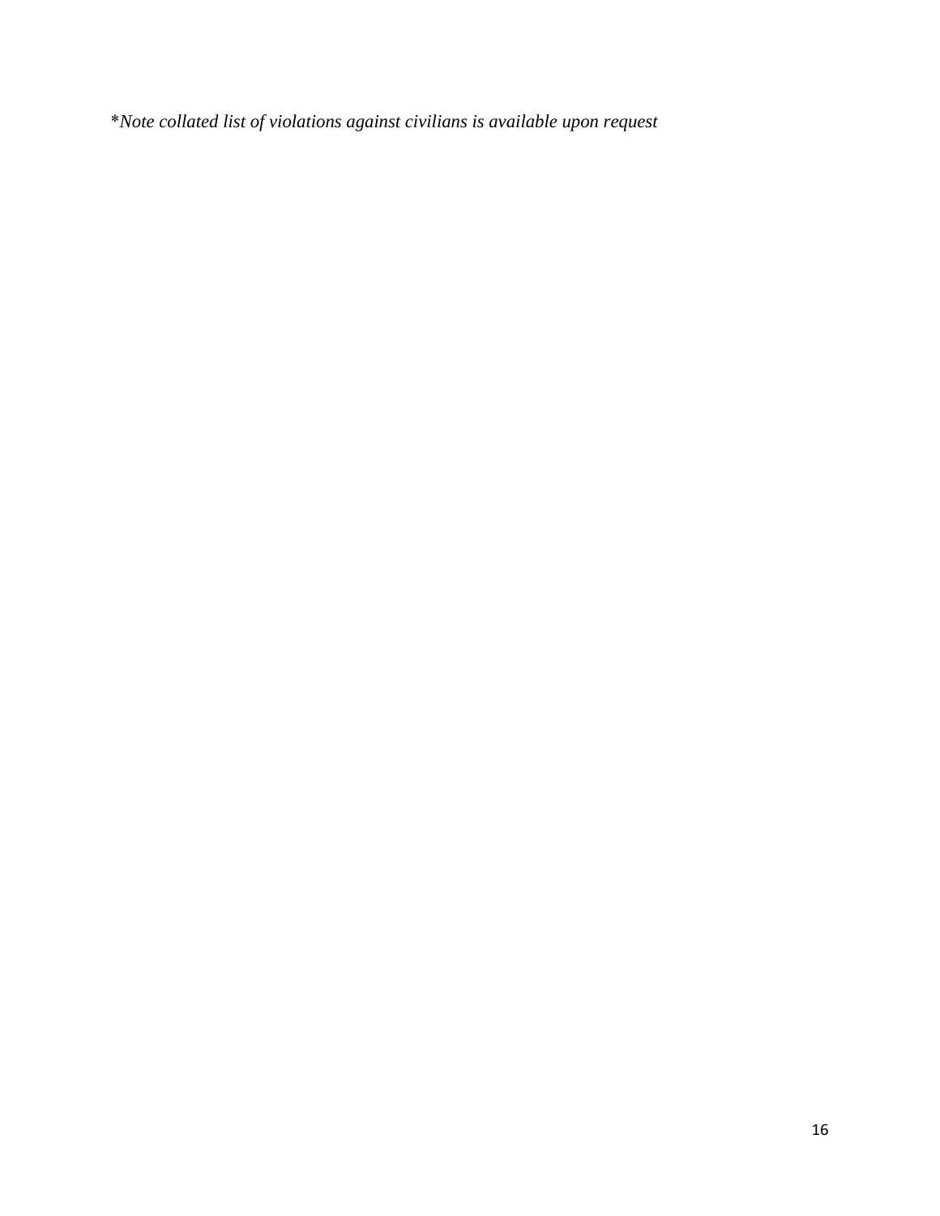**Note collated list of violations against civilians is available upon request*